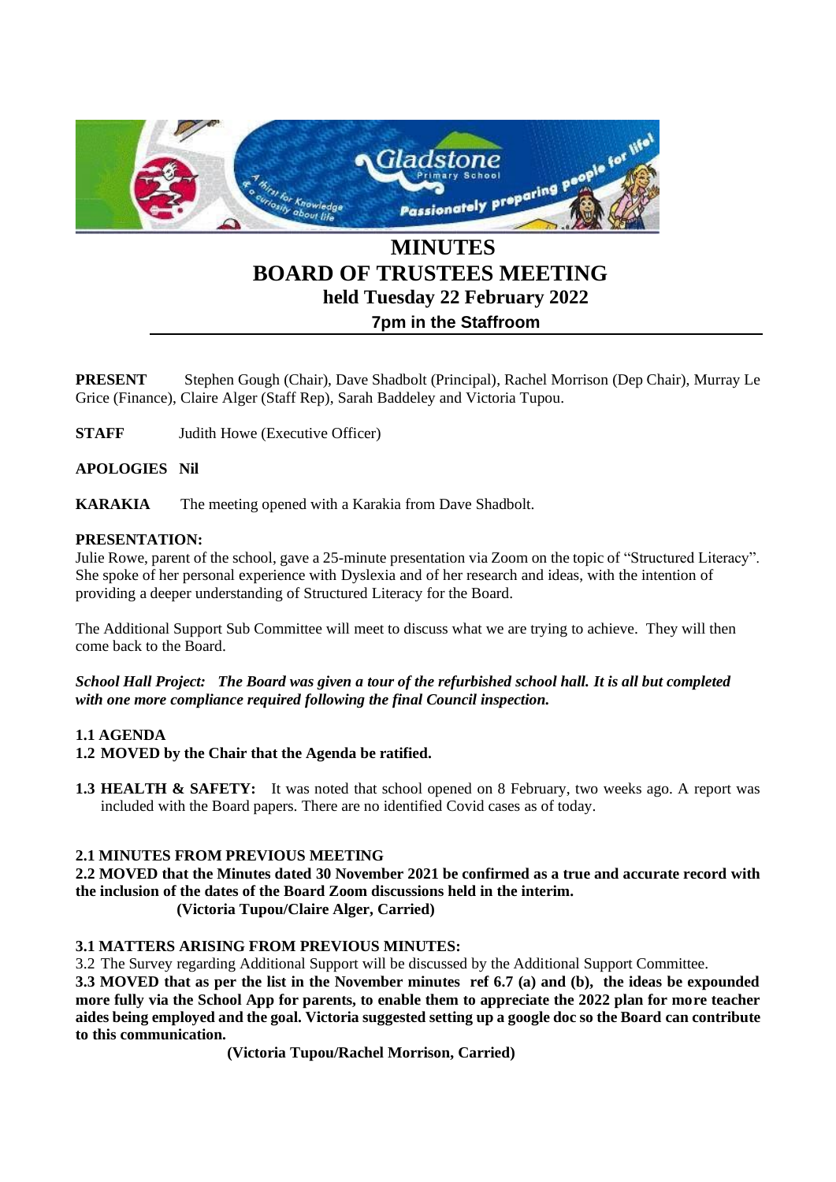# MINUTES
# BOARD OF TRUSTEES MEETING
## held Tuesday 22 February 2022
### 7pm in the Staffroom

**PRESENT** Stephen Gough (Chair), Dave Shadbolt (Principal), Rachel Morrison (Dep Chair), Murray Le Grice (Finance), Claire Alger (Staff Rep), Sarah Baddeley and Victoria Tupou.

**STAFF** Judith Howe (Executive Officer)

**APOLOGIES Nil**

**KARAKIA** The meeting opened with a Karakia from Dave Shadbolt.

**PRESENTATION:**
Julie Rowe, parent of the school, gave a 25-minute presentation via Zoom on the topic of "Structured Literacy". She spoke of her personal experience with Dyslexia and of her research and ideas, with the intention of providing a deeper understanding of Structured Literacy for the Board.

The Additional Support Sub Committee will meet to discuss what we are trying to achieve. They will then come back to the Board.

***School Hall Project: The Board was given a tour of the refurbished school hall. It is all but completed with one more compliance required following the final Council inspection.***

**1.1 AGENDA**

**1.2 MOVED by the Chair that the Agenda be ratified.**

**1.3 HEALTH & SAFETY:** It was noted that school opened on 8 February, two weeks ago. A report was included with the Board papers. There are no identified Covid cases as of today.

**2.1 MINUTES FROM PREVIOUS MEETING**

**2.2 MOVED that the Minutes dated 30 November 2021 be confirmed as a true and accurate record with the inclusion of the dates of the Board Zoom discussions held in the interim.**
**(Victoria Tupou/Claire Alger, Carried)**

**3.1 MATTERS ARISING FROM PREVIOUS MINUTES:**

3.2 The Survey regarding Additional Support will be discussed by the Additional Support Committee.

**3.3 MOVED that as per the list in the November minutes ref 6.7 (a) and (b), the ideas be expounded more fully via the School App for parents, to enable them to appreciate the 2022 plan for more teacher aides being employed and the goal. Victoria suggested setting up a google doc so the Board can contribute to this communication.**
**(Victoria Tupou/Rachel Morrison, Carried)**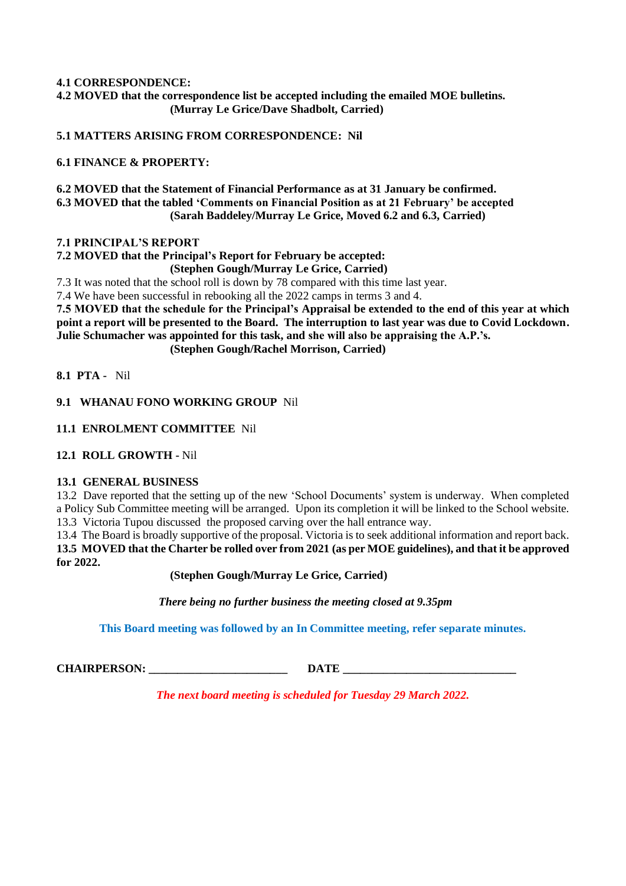**4.1 CORRESPONDENCE:**

**4.2 MOVED that the correspondence list be accepted including the emailed MOE bulletins.**
**(Murray Le Grice/Dave Shadbolt, Carried)**

**5.1 MATTERS ARISING FROM CORRESPONDENCE: Nil**

**6.1 FINANCE & PROPERTY:**

**6.2 MOVED that the Statement of Financial Performance as at 31 January be confirmed.**
**6.3 MOVED that the tabled 'Comments on Financial Position as at 21 February' be accepted**
**(Sarah Baddeley/Murray Le Grice, Moved 6.2 and 6.3, Carried)**

**7.1 PRINCIPAL'S REPORT**

**7.2 MOVED that the Principal's Report for February be accepted:**
**(Stephen Gough/Murray Le Grice, Carried)**

7.3 It was noted that the school roll is down by 78 compared with this time last year.

7.4 We have been successful in rebooking all the 2022 camps in terms 3 and 4.

**7.5 MOVED that the schedule for the Principal's Appraisal be extended to the end of this year at which point a report will be presented to the Board. The interruption to last year was due to Covid Lockdown. Julie Schumacher was appointed for this task, and she will also be appraising the A.P.'s.**
**(Stephen Gough/Rachel Morrison, Carried)**

**8.1 PTA -** Nil

**9.1 WHANAU FONO WORKING GROUP** Nil

**11.1 ENROLMENT COMMITTEE** Nil

**12.1 ROLL GROWTH -** Nil

**13.1 GENERAL BUSINESS**

13.2 Dave reported that the setting up of the new 'School Documents' system is underway. When completed a Policy Sub Committee meeting will be arranged. Upon its completion it will be linked to the School website.

13.3 Victoria Tupou discussed the proposed carving over the hall entrance way.

13.4 The Board is broadly supportive of the proposal. Victoria is to seek additional information and report back.

**13.5 MOVED that the Charter be rolled over from 2021 (as per MOE guidelines), and that it be approved for 2022.**
**(Stephen Gough/Murray Le Grice, Carried)**

***There being no further business the meeting closed at 9.35pm***

**This Board meeting was followed by an In Committee meeting, refer separate minutes.**

**CHAIRPERSON:** ________________________ **DATE** ______________________________

***The next board meeting is scheduled for Tuesday 29 March 2022.***